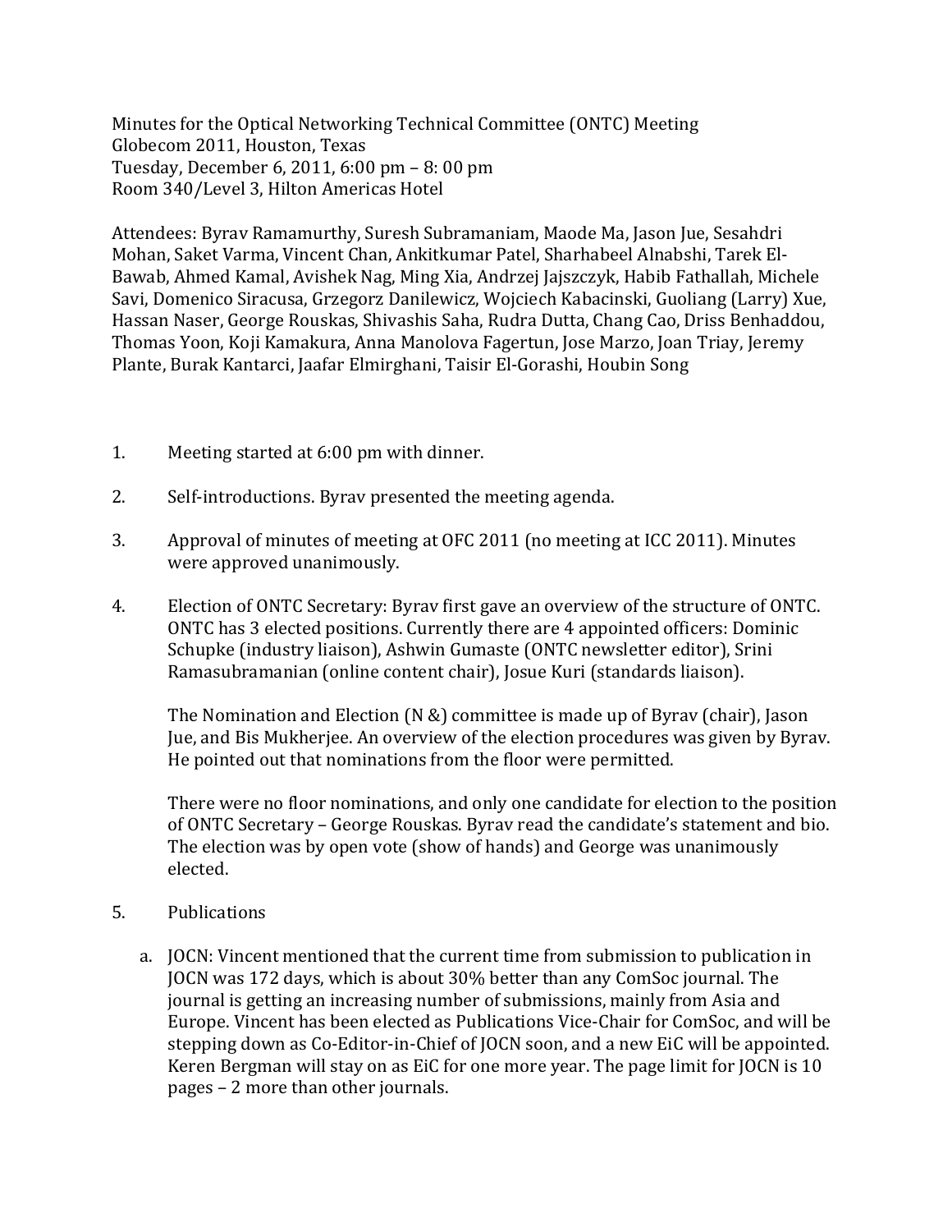Minutes for the Optical Networking Technical Committee (ONTC) Meeting
Globecom 2011, Houston, Texas
Tuesday, December 6, 2011, 6:00 pm – 8: 00 pm
Room 340/Level 3, Hilton Americas Hotel

Attendees: Byrav Ramamurthy, Suresh Subramaniam, Maode Ma, Jason Jue, Sesahdri Mohan, Saket Varma, Vincent Chan, Ankitkumar Patel, Sharhabeel Alnabshi, Tarek El-Bawab, Ahmed Kamal, Avishek Nag, Ming Xia, Andrzej Jajszczyk, Habib Fathallah, Michele Savi, Domenico Siracusa, Grzegorz Danilewicz, Wojciech Kabacinski, Guoliang (Larry) Xue, Hassan Naser, George Rouskas, Shivashis Saha, Rudra Dutta, Chang Cao, Driss Benhaddou, Thomas Yoon, Koji Kamakura, Anna Manolova Fagertun, Jose Marzo, Joan Triay, Jeremy Plante, Burak Kantarci, Jaafar Elmirghani, Taisir El-Gorashi, Houbin Song

1. Meeting started at 6:00 pm with dinner.

2. Self-introductions. Byrav presented the meeting agenda.

3. Approval of minutes of meeting at OFC 2011 (no meeting at ICC 2011). Minutes were approved unanimously.

4. Election of ONTC Secretary: Byrav first gave an overview of the structure of ONTC. ONTC has 3 elected positions. Currently there are 4 appointed officers: Dominic Schupke (industry liaison), Ashwin Gumaste (ONTC newsletter editor), Srini Ramasubramanian (online content chair), Josue Kuri (standards liaison).

   The Nomination and Election (N &) committee is made up of Byrav (chair), Jason Jue, and Bis Mukherjee. An overview of the election procedures was given by Byrav. He pointed out that nominations from the floor were permitted.

   There were no floor nominations, and only one candidate for election to the position of ONTC Secretary – George Rouskas. Byrav read the candidate's statement and bio. The election was by open vote (show of hands) and George was unanimously elected.

5. Publications

   a. JOCN: Vincent mentioned that the current time from submission to publication in JOCN was 172 days, which is about 30% better than any ComSoc journal. The journal is getting an increasing number of submissions, mainly from Asia and Europe. Vincent has been elected as Publications Vice-Chair for ComSoc, and will be stepping down as Co-Editor-in-Chief of JOCN soon, and a new EiC will be appointed. Keren Bergman will stay on as EiC for one more year. The page limit for JOCN is 10 pages – 2 more than other journals.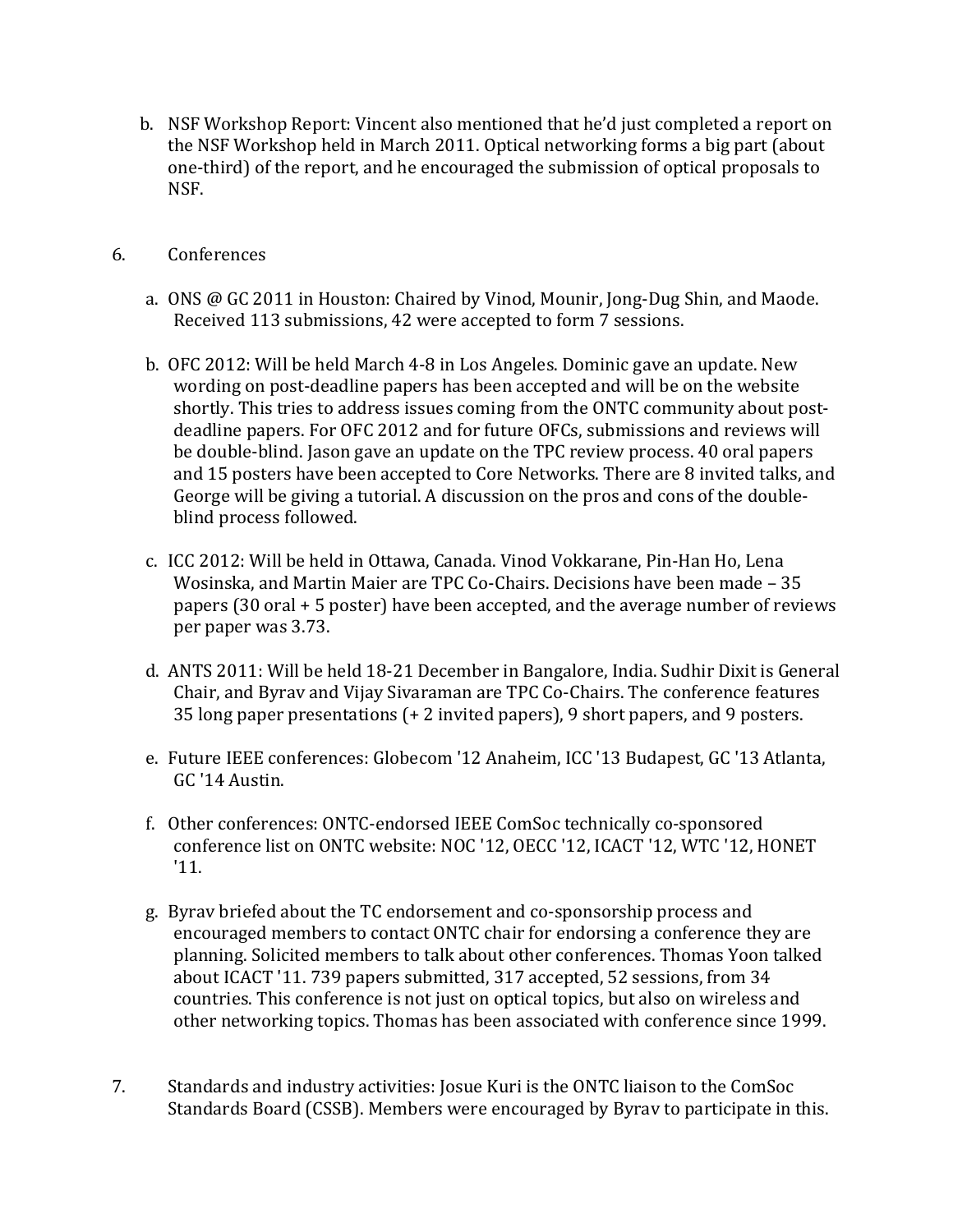b. NSF Workshop Report: Vincent also mentioned that he'd just completed a report on the NSF Workshop held in March 2011. Optical networking forms a big part (about one-third) of the report, and he encouraged the submission of optical proposals to NSF.

6. Conferences

   a. ONS @ GC 2011 in Houston: Chaired by Vinod, Mounir, Jong-Dug Shin, and Maode. Received 113 submissions, 42 were accepted to form 7 sessions.

   b. OFC 2012: Will be held March 4-8 in Los Angeles. Dominic gave an update. New wording on post-deadline papers has been accepted and will be on the website shortly. This tries to address issues coming from the ONTC community about post-deadline papers. For OFC 2012 and for future OFCs, submissions and reviews will be double-blind. Jason gave an update on the TPC review process. 40 oral papers and 15 posters have been accepted to Core Networks. There are 8 invited talks, and George will be giving a tutorial. A discussion on the pros and cons of the double-blind process followed.

   c. ICC 2012: Will be held in Ottawa, Canada. Vinod Vokkarane, Pin-Han Ho, Lena Wosinska, and Martin Maier are TPC Co-Chairs. Decisions have been made – 35 papers (30 oral + 5 poster) have been accepted, and the average number of reviews per paper was 3.73.

   d. ANTS 2011: Will be held 18-21 December in Bangalore, India. Sudhir Dixit is General Chair, and Byrav and Vijay Sivaraman are TPC Co-Chairs. The conference features 35 long paper presentations (+ 2 invited papers), 9 short papers, and 9 posters.

   e. Future IEEE conferences: Globecom '12 Anaheim, ICC '13 Budapest, GC '13 Atlanta, GC '14 Austin.

   f. Other conferences: ONTC-endorsed IEEE ComSoc technically co-sponsored conference list on ONTC website: NOC '12, OECC '12, ICACT '12, WTC '12, HONET '11.

   g. Byrav briefed about the TC endorsement and co-sponsorship process and encouraged members to contact ONTC chair for endorsing a conference they are planning. Solicited members to talk about other conferences. Thomas Yoon talked about ICACT '11. 739 papers submitted, 317 accepted, 52 sessions, from 34 countries. This conference is not just on optical topics, but also on wireless and other networking topics. Thomas has been associated with conference since 1999.

7. Standards and industry activities: Josue Kuri is the ONTC liaison to the ComSoc Standards Board (CSSB). Members were encouraged by Byrav to participate in this.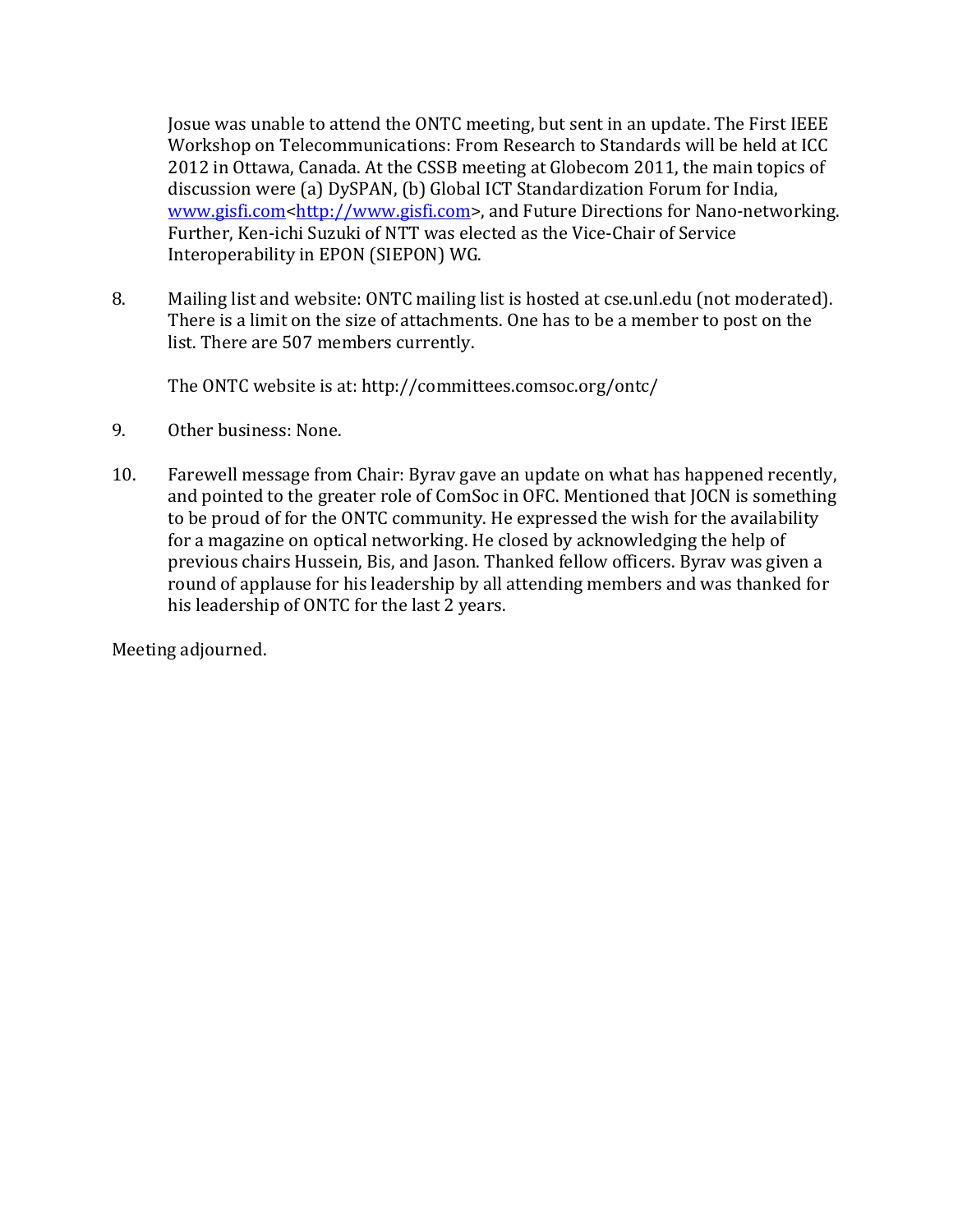Josue was unable to attend the ONTC meeting, but sent in an update. The First IEEE Workshop on Telecommunications: From Research to Standards will be held at ICC 2012 in Ottawa, Canada. At the CSSB meeting at Globecom 2011, the main topics of discussion were (a) DySPAN, (b) Global ICT Standardization Forum for India, www.gisfi.com<http://www.gisfi.com>, and Future Directions for Nano-networking. Further, Ken-ichi Suzuki of NTT was elected as the Vice-Chair of Service Interoperability in EPON (SIEPON) WG.

8. Mailing list and website: ONTC mailing list is hosted at cse.unl.edu (not moderated). There is a limit on the size of attachments. One has to be a member to post on the list. There are 507 members currently.

   The ONTC website is at: http://committees.comsoc.org/ontc/

9. Other business: None.

10. Farewell message from Chair: Byrav gave an update on what has happened recently, and pointed to the greater role of ComSoc in OFC. Mentioned that JOCN is something to be proud of for the ONTC community. He expressed the wish for the availability for a magazine on optical networking. He closed by acknowledging the help of previous chairs Hussein, Bis, and Jason. Thanked fellow officers. Byrav was given a round of applause for his leadership by all attending members and was thanked for his leadership of ONTC for the last 2 years.

Meeting adjourned.